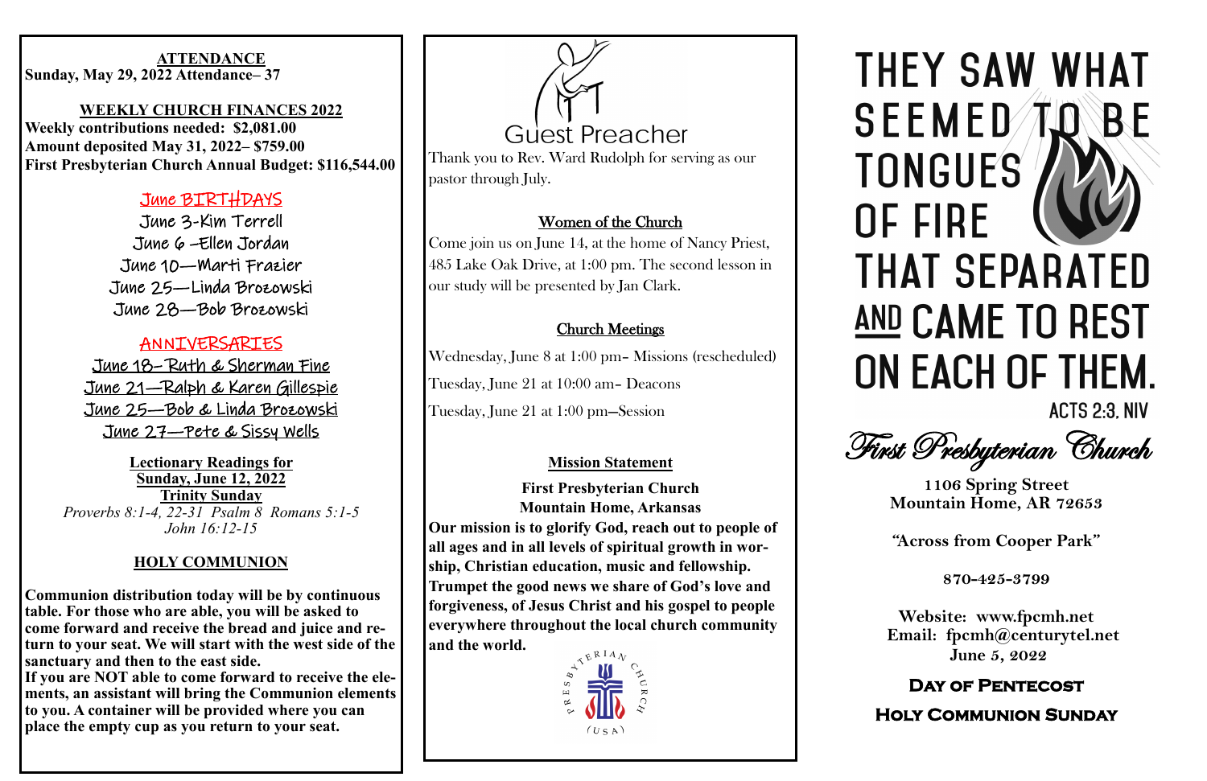**ATTENDANCE**
**Sunday, May 29, 2022 Attendance– 37**

**WEEKLY CHURCH FINANCES 2022**
**Weekly contributions needed: $2,081.00**
**Amount deposited May 31, 2022– $759.00**
**First Presbyterian Church Annual Budget: $116,544.00**

## June BIRTHDAYS

June 3-Kim Terrell
June 6 –Ellen Jordan
June 10—Marti Frazier
June 25—Linda Brozowski
June 28—Bob Brozowski

## ANNIVERSARIES

June 18- Ruth & Sherman Fine
June 21—Ralph & Karen Gillespie
June 25—Bob & Linda Brozowski
June 27—Pete & Sissy Wells

**Lectionary Readings for Sunday, June 12, 2022 Trinity Sunday**
*Proverbs 8:1-4, 22-31 Psalm 8 Romans 5:1-5 John 16:12-15*

**HOLY COMMUNION**

**Communion distribution today will be by continuous table. For those who are able, you will be asked to come forward and receive the bread and juice and return to your seat. We will start with the west side of the sanctuary and then to the east side.**
**If you are NOT able to come forward to receive the elements, an assistant will bring the Communion elements to you. A container will be provided where you can place the empty cup as you return to your seat.**

## Guest Preacher

Thank you to Rev. Ward Rudolph for serving as our pastor through July.

**Women of the Church**

Come join us on June 14, at the home of Nancy Priest, 485 Lake Oak Drive, at 1:00 pm. The second lesson in our study will be presented by Jan Clark.

**Church Meetings**

Wednesday, June 8 at 1:00 pm– Missions (rescheduled)

Tuesday, June 21 at 10:00 am– Deacons

Tuesday, June 21 at 1:00 pm—Session

**Mission Statement**

**First Presbyterian Church**
**Mountain Home, Arkansas**
**Our mission is to glorify God, reach out to people of all ages and in all levels of spiritual growth in worship, Christian education, music and fellowship. Trumpet the good news we share of God's love and forgiveness, of Jesus Christ and his gospel to people everywhere throughout the local church community and the world.**

PRESBYTERIAN CHURCH (USA)

# THEY SAW WHAT SEEMED TO BE TONGUES OF FIRE THAT SEPARATED AND CAME TO REST ON EACH OF THEM.

ACTS 2:3, NIV

# *First Presbyterian Church*

**1106 Spring Street**
**Mountain Home, AR 72653**

**"Across from Cooper Park"**

**870-425-3799**

**Website: www.fpcmh.net**
**Email: fpcmh@centurytel.net**
**June 5, 2022**

**Day of Pentecost**

**Holy Communion Sunday**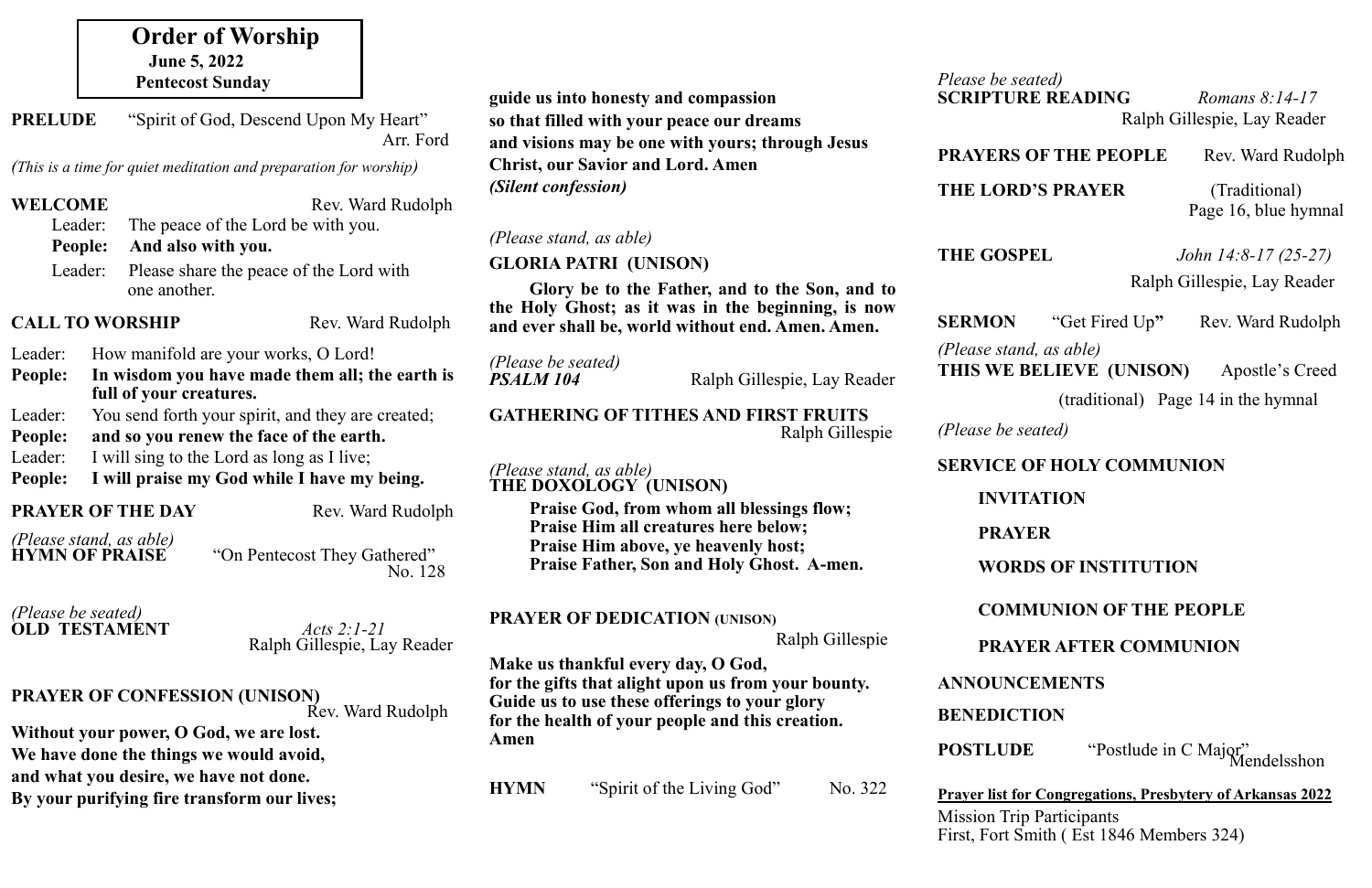# Order of Worship

**June 5, 2022**

**Pentecost Sunday**

**PRELUDE** "Spirit of God, Descend Upon My Heart" Arr. Ford

*(This is a time for quiet meditation and preparation for worship)*

**WELCOME** Rev. Ward Rudolph

Leader: The peace of the Lord be with you.

**People: And also with you.**

Leader: Please share the peace of the Lord with one another.

**CALL TO WORSHIP** Rev. Ward Rudolph

Leader: How manifold are your works, O Lord!

**People: In wisdom you have made them all; the earth is full of your creatures.**

Leader: You send forth your spirit, and they are created;

**People: and so you renew the face of the earth.**

Leader: I will sing to the Lord as long as I live;

**People: I will praise my God while I have my being.**

**PRAYER OF THE DAY** Rev. Ward Rudolph

*(Please stand, as able)*

**HYMN OF PRAISE** "On Pentecost They Gathered" No. 128

*(Please be seated)*

**OLD TESTAMENT** *Acts 2:1-21* Ralph Gillespie, Lay Reader

**PRAYER OF CONFESSION (UNISON)** Rev. Ward Rudolph

**Without your power, O God, we are lost.**
**We have done the things we would avoid,**
**and what you desire, we have not done.**
**By your purifying fire transform our lives;**
**guide us into honesty and compassion**
**so that filled with your peace our dreams**
**and visions may be one with yours; through Jesus Christ, our Savior and Lord. Amen**

***(Silent confession)***

*(Please stand, as able)*

**GLORIA PATRI (UNISON)**

**Glory be to the Father, and to the Son, and to the Holy Ghost; as it was in the beginning, is now and ever shall be, world without end. Amen. Amen.**

*(Please be seated)*

***PSALM 104*** Ralph Gillespie, Lay Reader

**GATHERING OF TITHES AND FIRST FRUITS** Ralph Gillespie

*(Please stand, as able)*

**THE DOXOLOGY (UNISON)**

**Praise God, from whom all blessings flow;**
**Praise Him all creatures here below;**
**Praise Him above, ye heavenly host;**
**Praise Father, Son and Holy Ghost. A-men.**

**PRAYER OF DEDICATION (UNISON)** Ralph Gillespie

**Make us thankful every day, O God,**
**for the gifts that alight upon us from your bounty.**
**Guide us to use these offerings to your glory**
**for the health of your people and this creation.**
**Amen**

**HYMN** "Spirit of the Living God" No. 322

*Please be seated)*

**SCRIPTURE READING** *Romans 8:14-17* Ralph Gillespie, Lay Reader

**PRAYERS OF THE PEOPLE** Rev. Ward Rudolph

**THE LORD'S PRAYER** (Traditional) Page 16, blue hymnal

**THE GOSPEL** *John 14:8-17 (25-27)* Ralph Gillespie, Lay Reader

**SERMON** "Get Fired Up**"** Rev. Ward Rudolph

*(Please stand, as able)*

**THIS WE BELIEVE (UNISON)** Apostle's Creed (traditional) Page 14 in the hymnal

*(Please be seated)*

**SERVICE OF HOLY COMMUNION**

**INVITATION**

**PRAYER**

**WORDS OF INSTITUTION**

**COMMUNION OF THE PEOPLE**

**PRAYER AFTER COMMUNION**

**ANNOUNCEMENTS**

**BENEDICTION**

**POSTLUDE** "Postlude in C Major" Mendelsshon

**Prayer list for Congregations, Presbytery of Arkansas 2022**

Mission Trip Participants
First, Fort Smith ( Est 1846 Members 324)